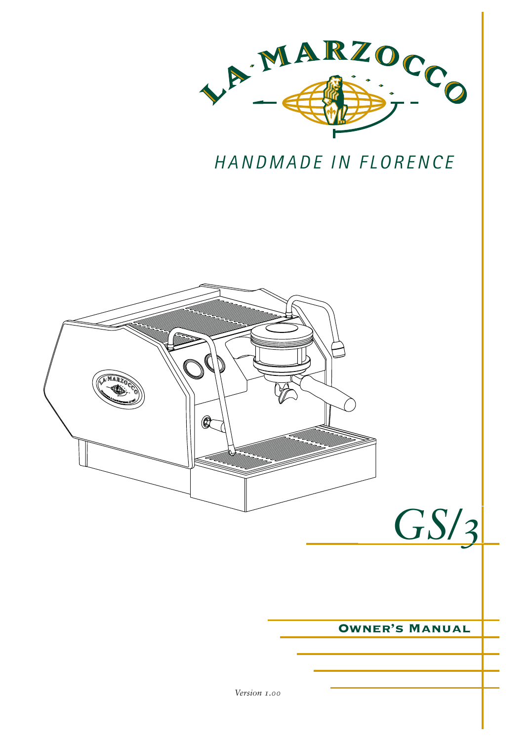# LA·MARZOCCO

*HANDMADE IN FLORENCE*

# *GS/3*

## **Owner's Manual**

*Version 1.00*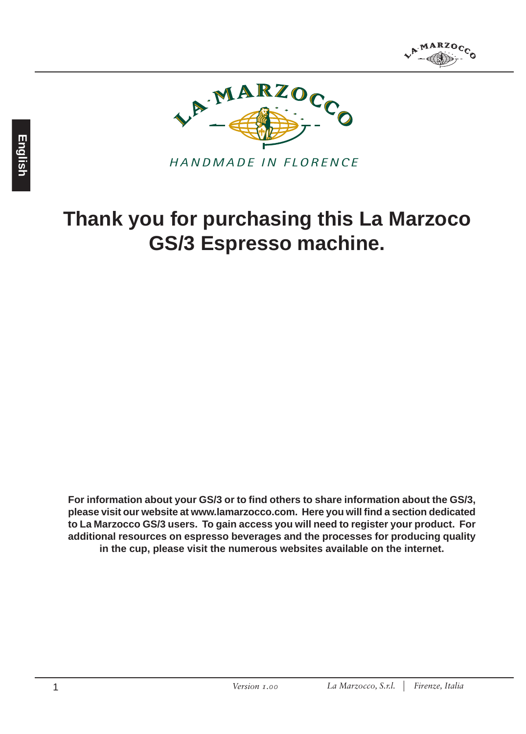HANDMADE IN FLORENCE

# Thank you for purchasing this La Marzoco GS/3 Espresso machine.

**For information about your GS/3 or to find others to share information about the GS/3, please visit our website at www.lamarzocco.com. Here you will find a section dedicated to La Marzocco GS/3 users. To gain access you will need to register your product. For additional resources on espresso beverages and the processes for producing quality in the cup, please visit the numerous websites available on the internet.**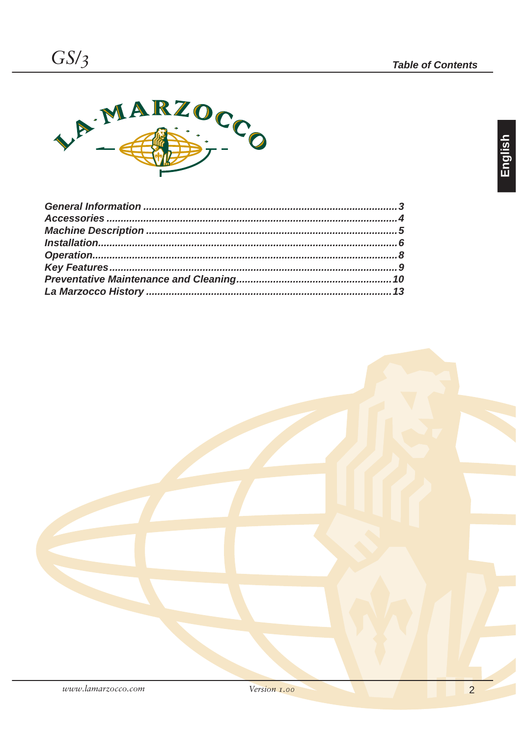# Table of Contents

| | |
|---|---|
| *General Information* | *3* |
| *Accessories* | *4* |
| *Machine Description* | *5* |
| *Installation* | *6* |
| *Operation* | *8* |
| *Key Features* | *9* |
| *Preventative Maintenance and Cleaning* | *10* |
| *La Marzocco History* | *13* |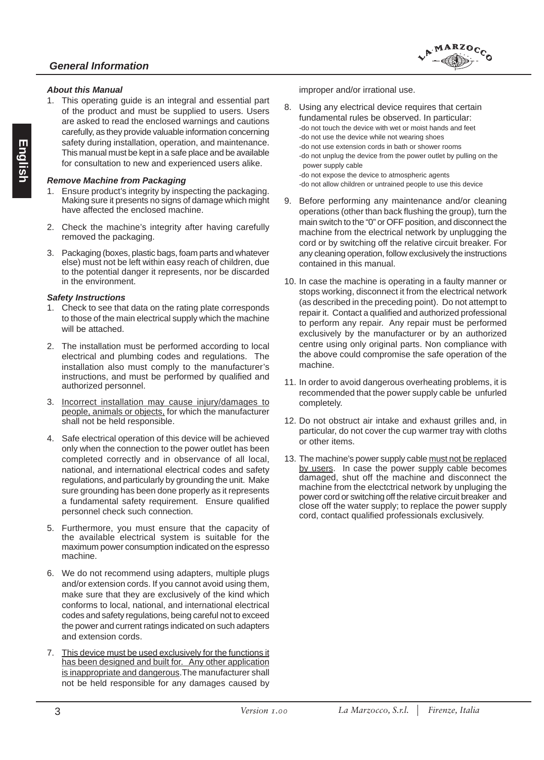## General Information

### About this Manual

1. This operating guide is an integral and essential part of the product and must be supplied to users. Users are asked to read the enclosed warnings and cautions carefully, as they provide valuable information concerning safety during installation, operation, and maintenance. This manual must be kept in a safe place and be available for consultation to new and experienced users alike.

### Remove Machine from Packaging

1. Ensure product's integrity by inspecting the packaging. Making sure it presents no signs of damage which might have affected the enclosed machine.
2. Check the machine's integrity after having carefully removed the packaging.
3. Packaging (boxes, plastic bags, foam parts and whatever else) must not be left within easy reach of children, due to the potential danger it represents, nor be discarded in the environment.

### Safety Instructions

1. Check to see that data on the rating plate corresponds to those of the main electrical supply which the machine will be attached.
2. The installation must be performed according to local electrical and plumbing codes and regulations. The installation also must comply to the manufacturer's instructions, and must be performed by qualified and authorized personnel.
3. Incorrect installation may cause injury/damages to people, animals or objects, for which the manufacturer shall not be held responsible.
4. Safe electrical operation of this device will be achieved only when the connection to the power outlet has been completed correctly and in observance of all local, national, and international electrical codes and safety regulations, and particularly by grounding the unit. Make sure grounding has been done properly as it represents a fundamental safety requirement. Ensure qualified personnel check such connection.
5. Furthermore, you must ensure that the capacity of the available electrical system is suitable for the maximum power consumption indicated on the espresso machine.
6. We do not recommend using adapters, multiple plugs and/or extension cords. If you cannot avoid using them, make sure that they are exclusively of the kind which conforms to local, national, and international electrical codes and safety regulations, being careful not to exceed the power and current ratings indicated on such adapters and extension cords.
7. This device must be used exclusively for the functions it has been designed and built for. Any other application is inappropriate and dangerous.The manufacturer shall not be held responsible for any damages caused by improper and/or irrational use.
8. Using any electrical device requires that certain fundamental rules be observed. In particular:
   - do not touch the device with wet or moist hands and feet
   - do not use the device while not wearing shoes
   - do not use extension cords in bath or shower rooms
   - do not unplug the device from the power outlet by pulling on the power supply cable
   - do not expose the device to atmospheric agents
   - do not allow children or untrained people to use this device
9. Before performing any maintenance and/or cleaning operations (other than back flushing the group), turn the main switch to the "0" or OFF position, and disconnect the machine from the electrical network by unplugging the cord or by switching off the relative circuit breaker. For any cleaning operation, follow exclusively the instructions contained in this manual.
10. In case the machine is operating in a faulty manner or stops working, disconnect it from the electrical network (as described in the preceding point). Do not attempt to repair it. Contact a qualified and authorized professional to perform any repair. Any repair must be performed exclusively by the manufacturer or by an authorized centre using only original parts. Non compliance with the above could compromise the safe operation of the machine.
11. In order to avoid dangerous overheating problems, it is recommended that the power supply cable be unfurled completely.
12. Do not obstruct air intake and exhaust grilles and, in particular, do not cover the cup warmer tray with cloths or other items.
13. The machine's power supply cable must not be replaced by users. In case the power supply cable becomes damaged, shut off the machine and disconnect the machine from the electctrical network by unpluging the power cord or switching off the relative circuit breaker and close off the water supply; to replace the power supply cord, contact qualified professionals exclusively.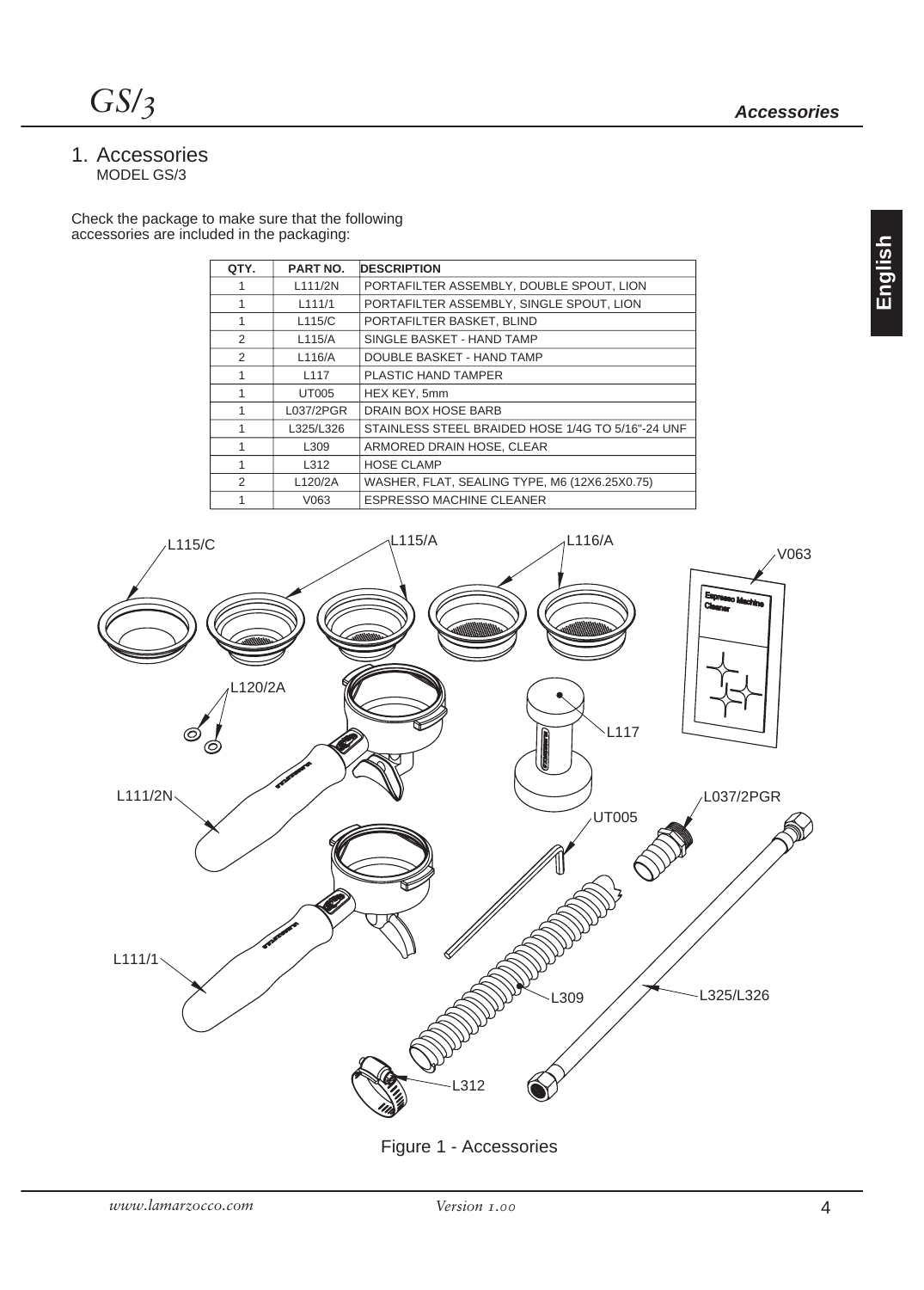# 1. Accessories

MODEL GS/3

Check the package to make sure that the following accessories are included in the packaging:

| QTY. | PART NO. | DESCRIPTION |
|---|---|---|
| 1 | L111/2N | PORTAFILTER ASSEMBLY, DOUBLE SPOUT, LION |
| 1 | L111/1 | PORTAFILTER ASSEMBLY, SINGLE SPOUT, LION |
| 1 | L115/C | PORTAFILTER BASKET, BLIND |
| 2 | L115/A | SINGLE BASKET - HAND TAMP |
| 2 | L116/A | DOUBLE BASKET - HAND TAMP |
| 1 | L117 | PLASTIC HAND TAMPER |
| 1 | UT005 | HEX KEY, 5mm |
| 1 | L037/2PGR | DRAIN BOX HOSE BARB |
| 1 | L325/L326 | STAINLESS STEEL BRAIDED HOSE 1/4G TO 5/16"-24 UNF |
| 1 | L309 | ARMORED DRAIN HOSE, CLEAR |
| 1 | L312 | HOSE CLAMP |
| 2 | L120/2A | WASHER, FLAT, SEALING TYPE, M6 (12X6.25X0.75) |
| 1 | V063 | ESPRESSO MACHINE CLEANER |

Figure 1 - Accessories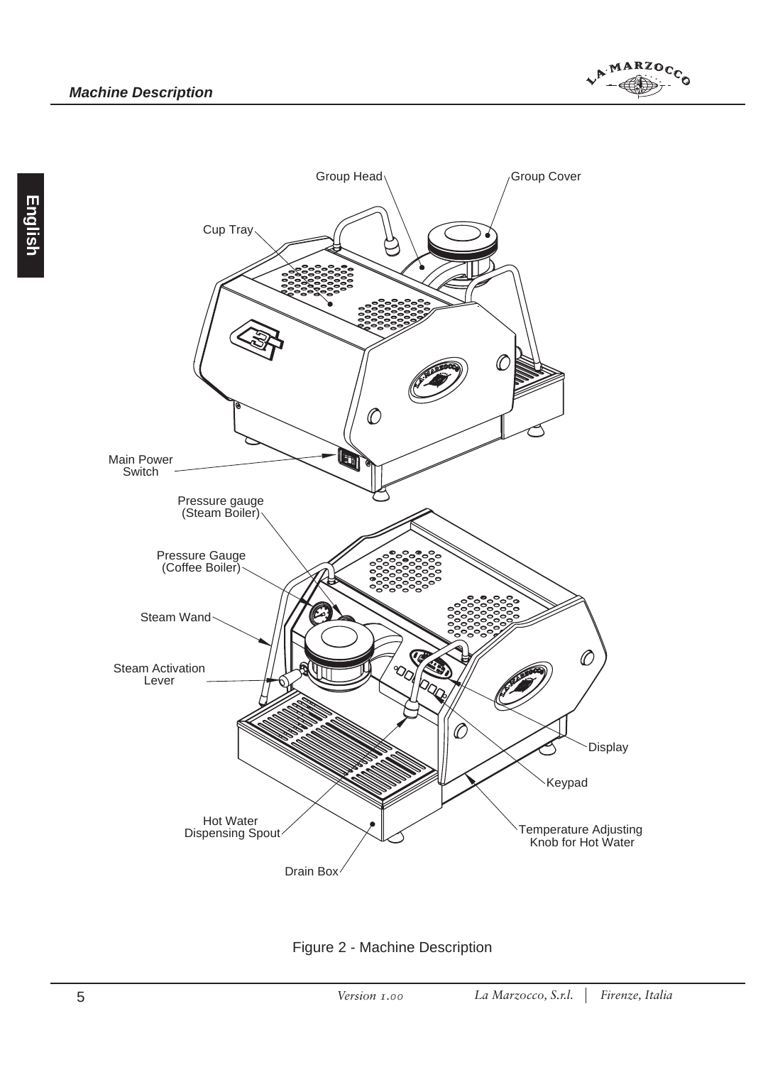Group Head

Group Cover

Cup Tray

Main Power Switch

Pressure gauge (Steam Boiler)

Pressure Gauge (Coffee Boiler)

Steam Wand

Steam Activation Lever

Display

Keypad

Hot Water Dispensing Spout

Temperature Adjusting Knob for Hot Water

Drain Box

Figure 2 - Machine Description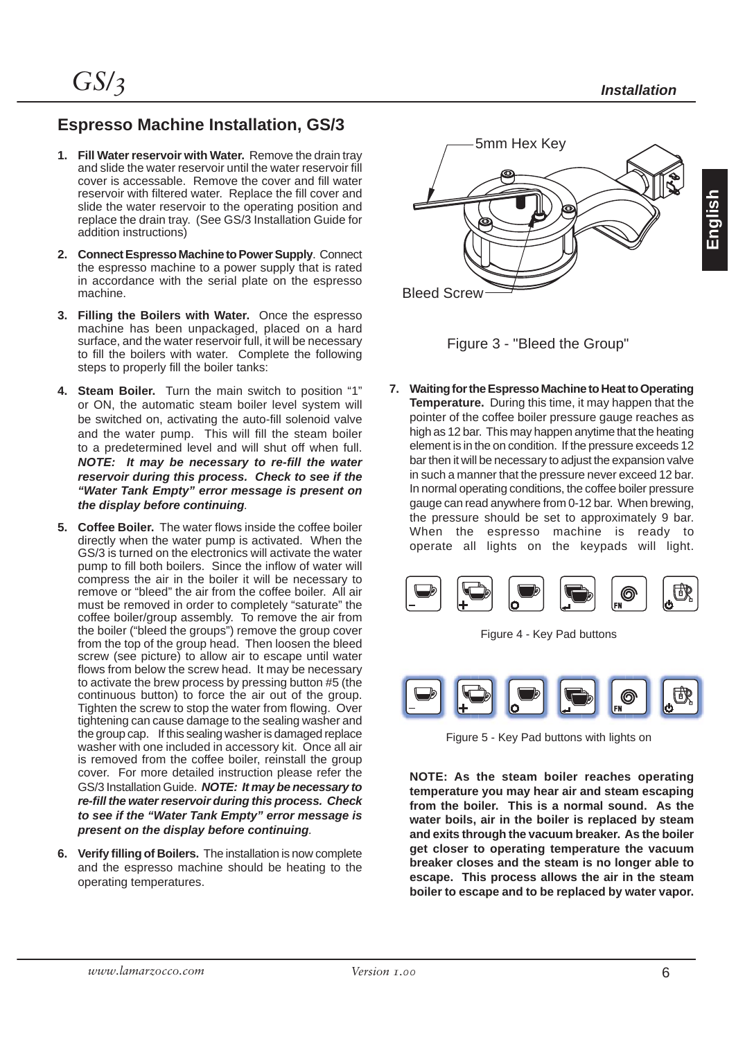## Espresso Machine Installation, GS/3

1. **Fill Water reservoir with Water.** Remove the drain tray and slide the water reservoir until the water reservoir fill cover is accessable. Remove the cover and fill water reservoir with filtered water. Replace the fill cover and slide the water reservoir to the operating position and replace the drain tray. (See GS/3 Installation Guide for addition instructions)

2. **Connect Espresso Machine to Power Supply**. Connect the espresso machine to a power supply that is rated in accordance with the serial plate on the espresso machine.

3. **Filling the Boilers with Water.** Once the espresso machine has been unpackaged, placed on a hard surface, and the water reservoir full, it will be necessary to fill the boilers with water. Complete the following steps to properly fill the boiler tanks:

4. **Steam Boiler.** Turn the main switch to position "1" or ON, the automatic steam boiler level system will be switched on, activating the auto-fill solenoid valve and the water pump. This will fill the steam boiler to a predetermined level and will shut off when full. ***NOTE: It may be necessary to re-fill the water reservoir during this process. Check to see if the "Water Tank Empty" error message is present on the display before continuing***.

5. **Coffee Boiler.** The water flows inside the coffee boiler directly when the water pump is activated. When the GS/3 is turned on the electronics will activate the water pump to fill both boilers. Since the inflow of water will compress the air in the boiler it will be necessary to remove or "bleed" the air from the coffee boiler. All air must be removed in order to completely "saturate" the coffee boiler/group assembly. To remove the air from the boiler ("bleed the groups") remove the group cover from the top of the group head. Then loosen the bleed screw (see picture) to allow air to escape until water flows from below the screw head. It may be necessary to activate the brew process by pressing button #5 (the continuous button) to force the air out of the group. Tighten the screw to stop the water from flowing. Over tightening can cause damage to the sealing washer and the group cap. If this sealing washer is damaged replace washer with one included in accessory kit. Once all air is removed from the coffee boiler, reinstall the group cover. For more detailed instruction please refer the GS/3 Installation Guide. ***NOTE: It may be necessary to re-fill the water reservoir during this process. Check to see if the "Water Tank Empty" error message is present on the display before continuing***.

6. **Verify filling of Boilers.** The installation is now complete and the espresso machine should be heating to the operating temperatures.

5mm Hex Key

Bleed Screw

Figure 3 - "Bleed the Group"

7. **Waiting for the Espresso Machine to Heat to Operating Temperature.** During this time, it may happen that the pointer of the coffee boiler pressure gauge reaches as high as 12 bar. This may happen anytime that the heating element is in the on condition. If the pressure exceeds 12 bar then it will be necessary to adjust the expansion valve in such a manner that the pressure never exceed 12 bar. In normal operating conditions, the coffee boiler pressure gauge can read anywhere from 0-12 bar. When brewing, the pressure should be set to approximately 9 bar. When the espresso machine is ready to operate all lights on the keypads will light.

Figure 4 - Key Pad buttons

Figure 5 - Key Pad buttons with lights on

**NOTE: As the steam boiler reaches operating temperature you may hear air and steam escaping from the boiler. This is a normal sound. As the water boils, air in the boiler is replaced by steam and exits through the vacuum breaker. As the boiler get closer to operating temperature the vacuum breaker closes and the steam is no longer able to escape. This process allows the air in the steam boiler to escape and to be replaced by water vapor.**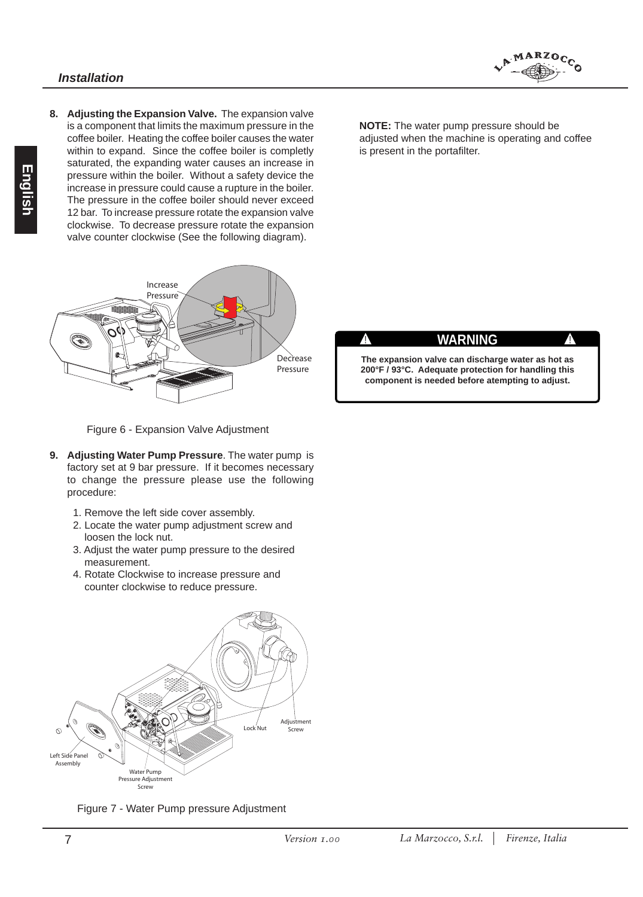8. **Adjusting the Expansion Valve.** The expansion valve is a component that limits the maximum pressure in the coffee boiler. Heating the coffee boiler causes the water within to expand. Since the coffee boiler is completly saturated, the expanding water causes an increase in pressure within the boiler. Without a safety device the increase in pressure could cause a rupture in the boiler. The pressure in the coffee boiler should never exceed 12 bar. To increase pressure rotate the expansion valve clockwise. To decrease pressure rotate the expansion valve counter clockwise (See the following diagram).

Figure 6 - Expansion Valve Adjustment

9. **Adjusting Water Pump Pressure**. The water pump is factory set at 9 bar pressure. If it becomes necessary to change the pressure please use the following procedure:

   1. Remove the left side cover assembly.
   2. Locate the water pump adjustment screw and loosen the lock nut.
   3. Adjust the water pump pressure to the desired measurement.
   4. Rotate Clockwise to increase pressure and counter clockwise to reduce pressure.

Figure 7 - Water Pump pressure Adjustment

**NOTE:** The water pump pressure should be adjusted when the machine is operating and coffee is present in the portafilter.

**WARNING**

**The expansion valve can discharge water as hot as 200°F / 93°C. Adequate protection for handling this component is needed before atempting to adjust.**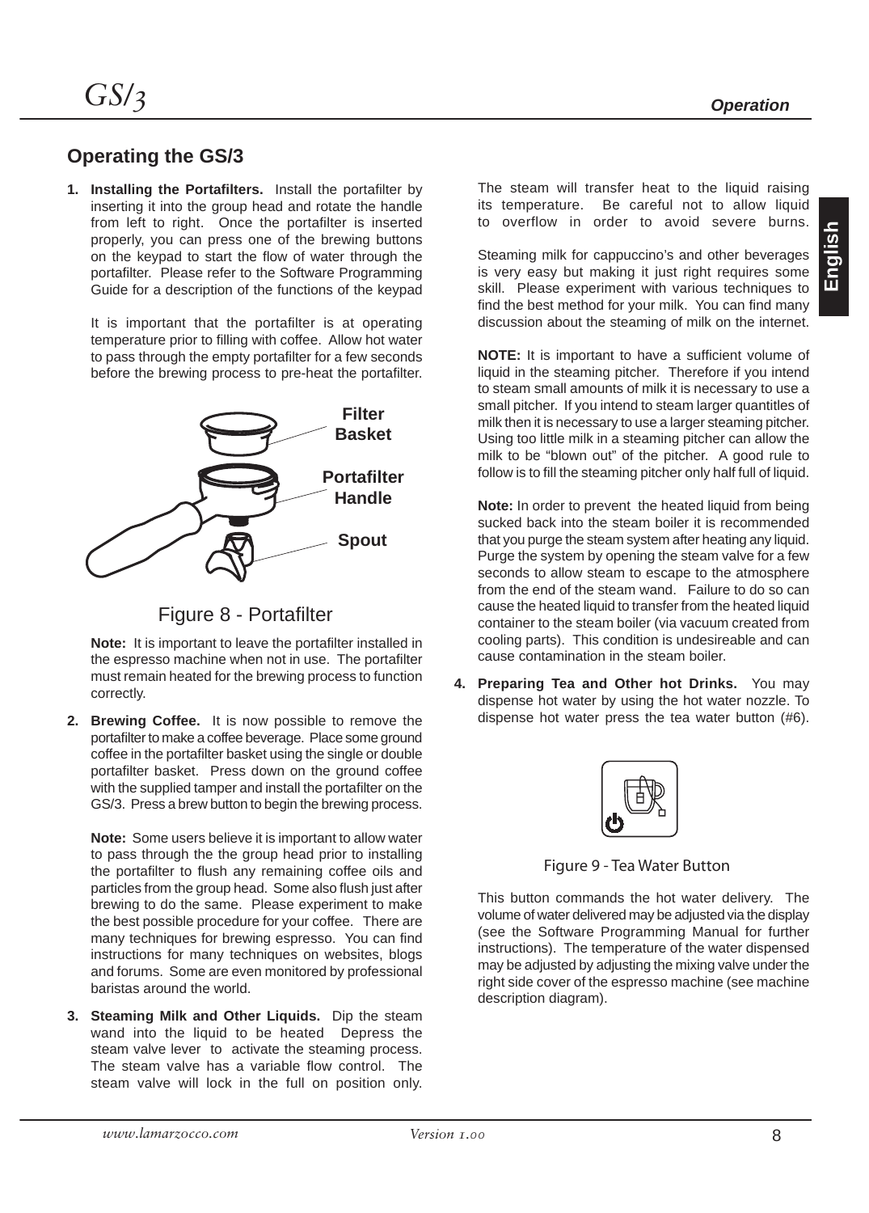## Operating the GS/3

1. **Installing the Portafilters.** Install the portafilter by inserting it into the group head and rotate the handle from left to right. Once the portafilter is inserted properly, you can press one of the brewing buttons on the keypad to start the flow of water through the portafilter. Please refer to the Software Programming Guide for a description of the functions of the keypad

   It is important that the portafilter is at operating temperature prior to filling with coffee. Allow hot water to pass through the empty portafilter for a few seconds before the brewing process to pre-heat the portafilter.

   Filter Basket

   Portafilter Handle

   Spout

   Figure 8 - Portafilter

   **Note:** It is important to leave the portafilter installed in the espresso machine when not in use. The portafilter must remain heated for the brewing process to function correctly.

2. **Brewing Coffee.** It is now possible to remove the portafilter to make a coffee beverage. Place some ground coffee in the portafilter basket using the single or double portafilter basket. Press down on the ground coffee with the supplied tamper and install the portafilter on the GS/3. Press a brew button to begin the brewing process.

   **Note:** Some users believe it is important to allow water to pass through the the group head prior to installing the portafilter to flush any remaining coffee oils and particles from the group head. Some also flush just after brewing to do the same. Please experiment to make the best possible procedure for your coffee. There are many techniques for brewing espresso. You can find instructions for many techniques on websites, blogs and forums. Some are even monitored by professional baristas around the world.

3. **Steaming Milk and Other Liquids.** Dip the steam wand into the liquid to be heated Depress the steam valve lever to activate the steaming process. The steam valve has a variable flow control. The steam valve will lock in the full on position only. The steam will transfer heat to the liquid raising its temperature. Be careful not to allow liquid to overflow in order to avoid severe burns.

   Steaming milk for cappuccino's and other beverages is very easy but making it just right requires some skill. Please experiment with various techniques to find the best method for your milk. You can find many discussion about the steaming of milk on the internet.

   **NOTE:** It is important to have a sufficient volume of liquid in the steaming pitcher. Therefore if you intend to steam small amounts of milk it is necessary to use a small pitcher. If you intend to steam larger quantitles of milk then it is necessary to use a larger steaming pitcher. Using too little milk in a steaming pitcher can allow the milk to be "blown out" of the pitcher. A good rule to follow is to fill the steaming pitcher only half full of liquid.

   **Note:** In order to prevent the heated liquid from being sucked back into the steam boiler it is recommended that you purge the steam system after heating any liquid. Purge the system by opening the steam valve for a few seconds to allow steam to escape to the atmosphere from the end of the steam wand. Failure to do so can cause the heated liquid to transfer from the heated liquid container to the steam boiler (via vacuum created from cooling parts). This condition is undesireable and can cause contamination in the steam boiler.

4. **Preparing Tea and Other hot Drinks.** You may dispense hot water by using the hot water nozzle. To dispense hot water press the tea water button (#6).

   Figure 9 - Tea Water Button

   This button commands the hot water delivery. The volume of water delivered may be adjusted via the display (see the Software Programming Manual for further instructions). The temperature of the water dispensed may be adjusted by adjusting the mixing valve under the right side cover of the espresso machine (see machine description diagram).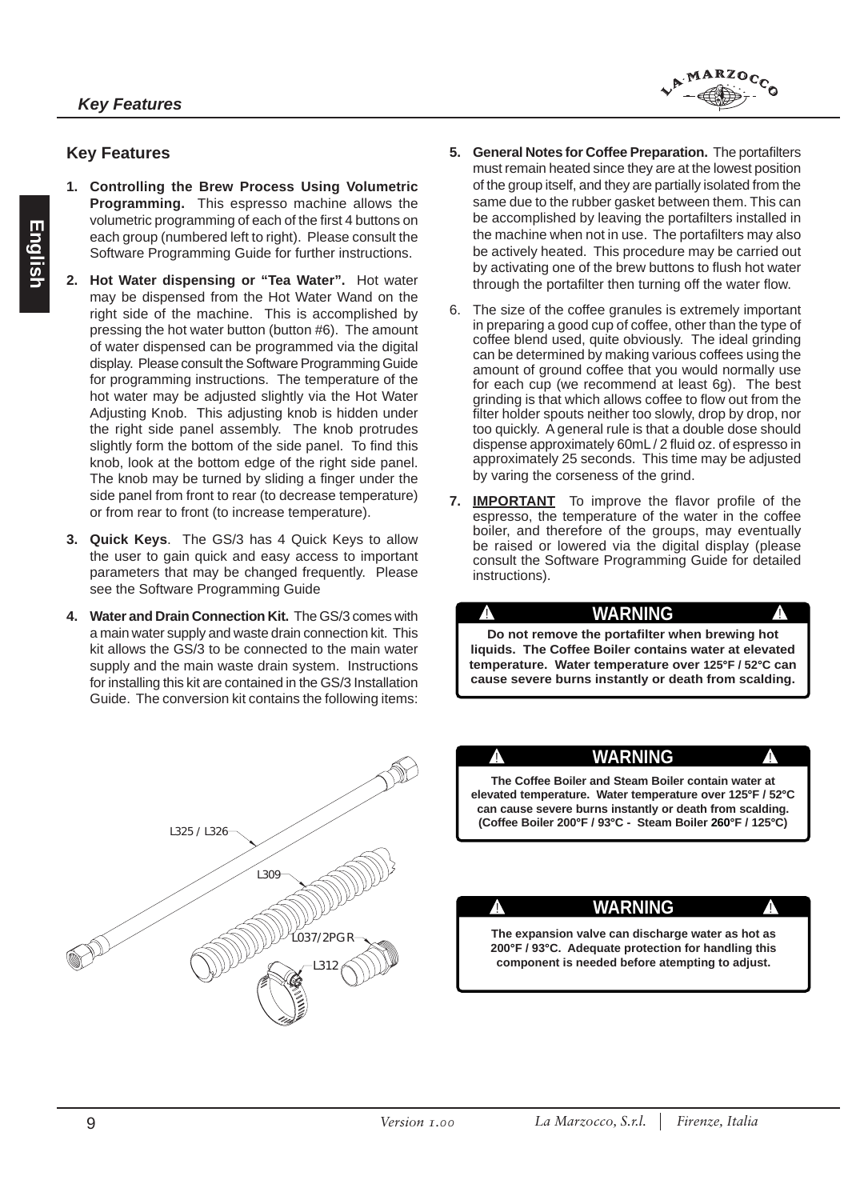## Key Features

1. **Controlling the Brew Process Using Volumetric Programming.** This espresso machine allows the volumetric programming of each of the first 4 buttons on each group (numbered left to right). Please consult the Software Programming Guide for further instructions.

2. **Hot Water dispensing or "Tea Water".** Hot water may be dispensed from the Hot Water Wand on the right side of the machine. This is accomplished by pressing the hot water button (button #6). The amount of water dispensed can be programmed via the digital display. Please consult the Software Programming Guide for programming instructions. The temperature of the hot water may be adjusted slightly via the Hot Water Adjusting Knob. This adjusting knob is hidden under the right side panel assembly. The knob protrudes slightly form the bottom of the side panel. To find this knob, look at the bottom edge of the right side panel. The knob may be turned by sliding a finger under the side panel from front to rear (to decrease temperature) or from rear to front (to increase temperature).

3. **Quick Keys**. The GS/3 has 4 Quick Keys to allow the user to gain quick and easy access to important parameters that may be changed frequently. Please see the Software Programming Guide

4. **Water and Drain Connection Kit.** The GS/3 comes with a main water supply and waste drain connection kit. This kit allows the GS/3 to be connected to the main water supply and the main waste drain system. Instructions for installing this kit are contained in the GS/3 Installation Guide. The conversion kit contains the following items:

L325 / L326

L309

L037/2PGR

L312

5. **General Notes for Coffee Preparation.** The portafilters must remain heated since they are at the lowest position of the group itself, and they are partially isolated from the same due to the rubber gasket between them. This can be accomplished by leaving the portafilters installed in the machine when not in use. The portafilters may also be actively heated. This procedure may be carried out by activating one of the brew buttons to flush hot water through the portafilter then turning off the water flow.

6. The size of the coffee granules is extremely important in preparing a good cup of coffee, other than the type of coffee blend used, quite obviously. The ideal grinding can be determined by making various coffees using the amount of ground coffee that you would normally use for each cup (we recommend at least 6g). The best grinding is that which allows coffee to flow out from the filter holder spouts neither too slowly, drop by drop, nor too quickly. A general rule is that a double dose should dispense approximately 60mL / 2 fluid oz. of espresso in approximately 25 seconds. This time may be adjusted by varing the corseness of the grind.

7. **IMPORTANT** To improve the flavor profile of the espresso, the temperature of the water in the coffee boiler, and therefore of the groups, may eventually be raised or lowered via the digital display (please consult the Software Programming Guide for detailed instructions).

**WARNING**

**Do not remove the portafilter when brewing hot liquids. The Coffee Boiler contains water at elevated temperature. Water temperature over 125°F / 52°C can cause severe burns instantly or death from scalding.**

**WARNING**

**The Coffee Boiler and Steam Boiler contain water at elevated temperature. Water temperature over 125°F / 52°C can cause severe burns instantly or death from scalding. (Coffee Boiler 200°F / 93°C - Steam Boiler 260°F / 125°C)**

**WARNING**

**The expansion valve can discharge water as hot as 200°F / 93°C. Adequate protection for handling this component is needed before atempting to adjust.**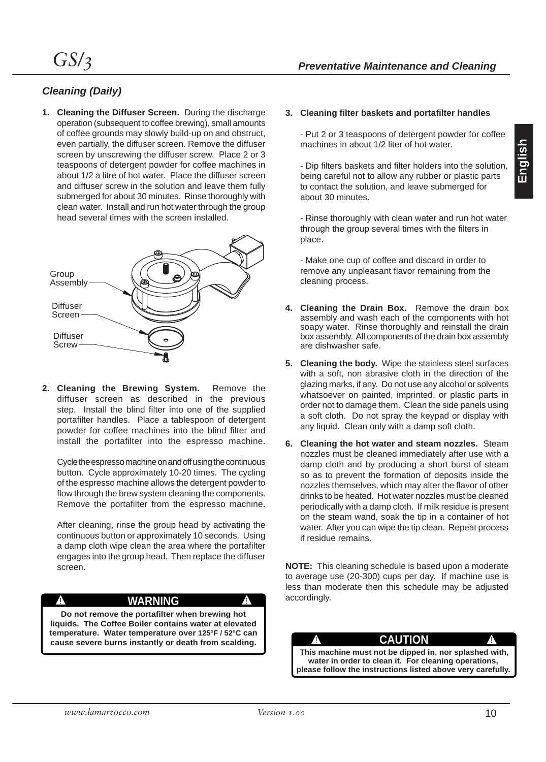## Preventative Maintenance and Cleaning

### Cleaning (Daily)

1. **Cleaning the Diffuser Screen.** During the discharge operation (subsequent to coffee brewing), small amounts of coffee grounds may slowly build-up on and obstruct, even partially, the diffuser screen. Remove the diffuser screen by unscrewing the diffuser screw. Place 2 or 3 teaspoons of detergent powder for coffee machines in about 1/2 a litre of hot water. Place the diffuser screen and diffuser screw in the solution and leave them fully submerged for about 30 minutes. Rinse thoroughly with clean water. Install and run hot water through the group head several times with the screen installed.

Group Assembly

Diffuser Screen

Diffuser Screw

2. **Cleaning the Brewing System.** Remove the diffuser screen as described in the previous step. Install the blind filter into one of the supplied portafilter handles. Place a tablespoon of detergent powder for coffee machines into the blind filter and install the portafilter into the espresso machine.

   Cycle the espresso machine on and off using the continuous button. Cycle approximately 10-20 times. The cycling of the espresso machine allows the detergent powder to flow through the brew system cleaning the components. Remove the portafilter from the espresso machine.

   After cleaning, rinse the group head by activating the continuous button or approximately 10 seconds. Using a damp cloth wipe clean the area where the portafilter engages into the group head. Then replace the diffuser screen.

**⚠ WARNING ⚠**

**Do not remove the portafilter when brewing hot liquids. The Coffee Boiler contains water at elevated temperature. Water temperature over 125°F / 52°C can cause severe burns instantly or death from scalding.**

3. **Cleaning filter baskets and portafilter handles**

   - Put 2 or 3 teaspoons of detergent powder for coffee machines in about 1/2 liter of hot water.

   - Dip filters baskets and filter holders into the solution, being careful not to allow any rubber or plastic parts to contact the solution, and leave submerged for about 30 minutes.

   - Rinse thoroughly with clean water and run hot water through the group several times with the filters in place.

   - Make one cup of coffee and discard in order to remove any unpleasant flavor remaining from the cleaning process.

4. **Cleaning the Drain Box.** Remove the drain box assembly and wash each of the components with hot soapy water. Rinse thoroughly and reinstall the drain box assembly. All components of the drain box assembly are dishwasher safe.

5. **Cleaning the body.** Wipe the stainless steel surfaces with a soft, non abrasive cloth in the direction of the glazing marks, if any. Do not use any alcohol or solvents whatsoever on painted, imprinted, or plastic parts in order not to damage them. Clean the side panels using a soft cloth. Do not spray the keypad or display with any liquid. Clean only with a damp soft cloth.

6. **Cleaning the hot water and steam nozzles.** Steam nozzles must be cleaned immediately after use with a damp cloth and by producing a short burst of steam so as to prevent the formation of deposits inside the nozzles themselves, which may alter the flavor of other drinks to be heated. Hot water nozzles must be cleaned periodically with a damp cloth. If milk residue is present on the steam wand, soak the tip in a container of hot water. After you can wipe the tip clean. Repeat process if residue remains.

**NOTE:** This cleaning schedule is based upon a moderate to average use (20-300) cups per day. If machine use is less than moderate then this schedule may be adjusted accordingly.

**⚠ CAUTION ⚠**

**This machine must not be dipped in, nor splashed with, water in order to clean it. For cleaning operations, please follow the instructions listed above very carefully.**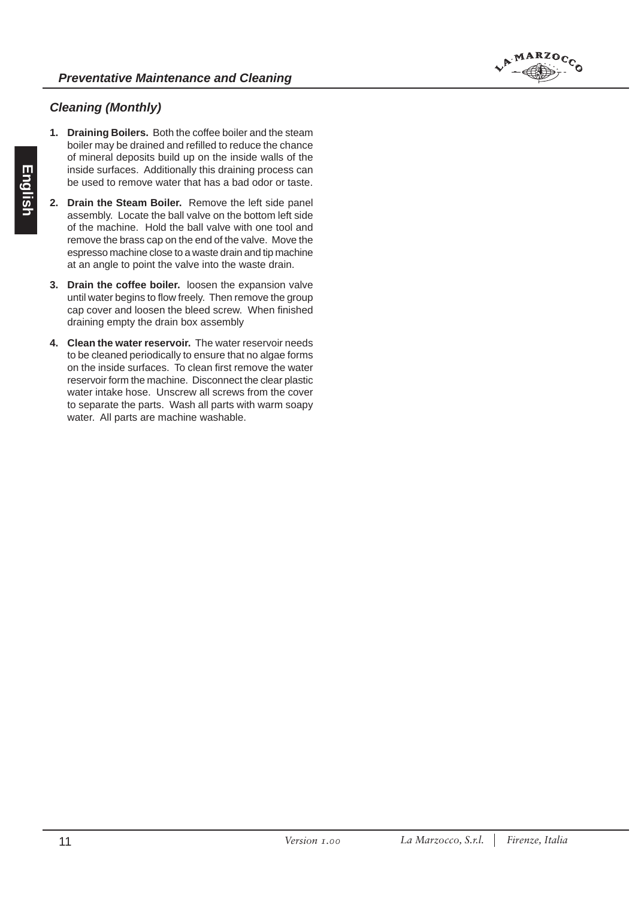## Cleaning (Monthly)

1. **Draining Boilers.** Both the coffee boiler and the steam boiler may be drained and refilled to reduce the chance of mineral deposits build up on the inside walls of the inside surfaces. Additionally this draining process can be used to remove water that has a bad odor or taste.
2. **Drain the Steam Boiler.** Remove the left side panel assembly. Locate the ball valve on the bottom left side of the machine. Hold the ball valve with one tool and remove the brass cap on the end of the valve. Move the espresso machine close to a waste drain and tip machine at an angle to point the valve into the waste drain.
3. **Drain the coffee boiler.** loosen the expansion valve until water begins to flow freely. Then remove the group cap cover and loosen the bleed screw. When finished draining empty the drain box assembly
4. **Clean the water reservoir.** The water reservoir needs to be cleaned periodically to ensure that no algae forms on the inside surfaces. To clean first remove the water reservoir form the machine. Disconnect the clear plastic water intake hose. Unscrew all screws from the cover to separate the parts. Wash all parts with warm soapy water. All parts are machine washable.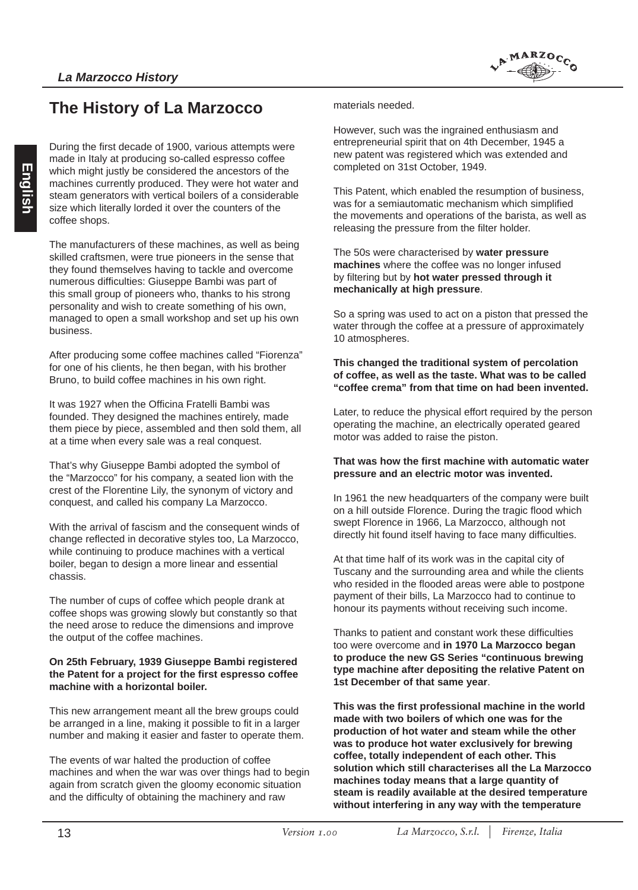# The History of La Marzocco

During the first decade of 1900, various attempts were made in Italy at producing so-called espresso coffee which might justly be considered the ancestors of the machines currently produced. They were hot water and steam generators with vertical boilers of a considerable size which literally lorded it over the counters of the coffee shops.

The manufacturers of these machines, as well as being skilled craftsmen, were true pioneers in the sense that they found themselves having to tackle and overcome numerous difficulties: Giuseppe Bambi was part of this small group of pioneers who, thanks to his strong personality and wish to create something of his own, managed to open a small workshop and set up his own business.

After producing some coffee machines called “Fiorenza” for one of his clients, he then began, with his brother Bruno, to build coffee machines in his own right.

It was 1927 when the Officina Fratelli Bambi was founded. They designed the machines entirely, made them piece by piece, assembled and then sold them, all at a time when every sale was a real conquest.

That’s why Giuseppe Bambi adopted the symbol of the “Marzocco” for his company, a seated lion with the crest of the Florentine Lily, the synonym of victory and conquest, and called his company La Marzocco.

With the arrival of fascism and the consequent winds of change reflected in decorative styles too, La Marzocco, while continuing to produce machines with a vertical boiler, began to design a more linear and essential chassis.

The number of cups of coffee which people drank at coffee shops was growing slowly but constantly so that the need arose to reduce the dimensions and improve the output of the coffee machines.

**On 25th February, 1939 Giuseppe Bambi registered the Patent for a project for the first espresso coffee machine with a horizontal boiler.**

This new arrangement meant all the brew groups could be arranged in a line, making it possible to fit in a larger number and making it easier and faster to operate them.

The events of war halted the production of coffee machines and when the war was over things had to begin again from scratch given the gloomy economic situation and the difficulty of obtaining the machinery and raw materials needed.

However, such was the ingrained enthusiasm and entrepreneurial spirit that on 4th December, 1945 a new patent was registered which was extended and completed on 31st October, 1949.

This Patent, which enabled the resumption of business, was for a semiautomatic mechanism which simplified the movements and operations of the barista, as well as releasing the pressure from the filter holder.

The 50s were characterised by **water pressure machines** where the coffee was no longer infused by filtering but by **hot water pressed through it mechanically at high pressure**.

So a spring was used to act on a piston that pressed the water through the coffee at a pressure of approximately 10 atmospheres.

**This changed the traditional system of percolation of coffee, as well as the taste. What was to be called “coffee crema” from that time on had been invented.**

Later, to reduce the physical effort required by the person operating the machine, an electrically operated geared motor was added to raise the piston.

**That was how the first machine with automatic water pressure and an electric motor was invented.**

In 1961 the new headquarters of the company were built on a hill outside Florence. During the tragic flood which swept Florence in 1966, La Marzocco, although not directly hit found itself having to face many difficulties.

At that time half of its work was in the capital city of Tuscany and the surrounding area and while the clients who resided in the flooded areas were able to postpone payment of their bills, La Marzocco had to continue to honour its payments without receiving such income.

Thanks to patient and constant work these difficulties too were overcome and **in 1970 La Marzocco began to produce the new GS Series “continuous brewing type machine after depositing the relative Patent on 1st December of that same year**.

**This was the first professional machine in the world made with two boilers of which one was for the production of hot water and steam while the other was to produce hot water exclusively for brewing coffee, totally independent of each other. This solution which still characterises all the La Marzocco machines today means that a large quantity of steam is readily available at the desired temperature without interfering in any way with the temperature**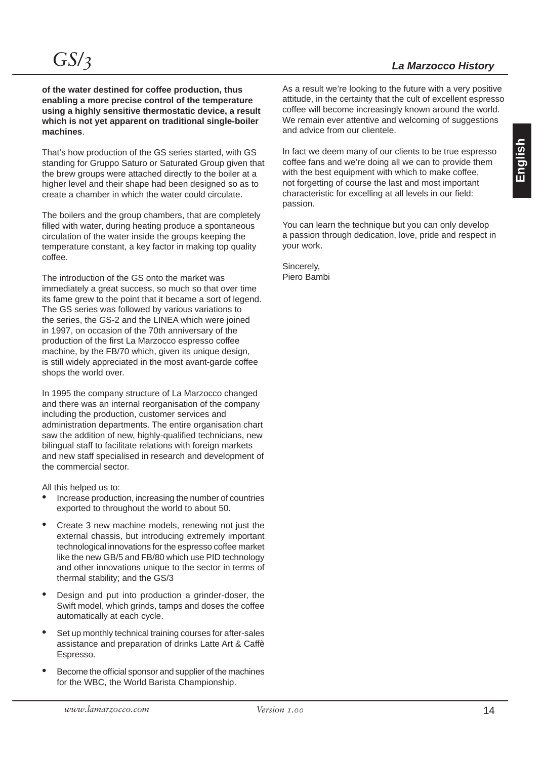**of the water destined for coffee production, thus enabling a more precise control of the temperature using a highly sensitive thermostatic device, a result which is not yet apparent on traditional single-boiler machines**.

That's how production of the GS series started, with GS standing for Gruppo Saturo or Saturated Group given that the brew groups were attached directly to the boiler at a higher level and their shape had been designed so as to create a chamber in which the water could circulate.

The boilers and the group chambers, that are completely filled with water, during heating produce a spontaneous circulation of the water inside the groups keeping the temperature constant, a key factor in making top quality coffee.

The introduction of the GS onto the market was immediately a great success, so much so that over time its fame grew to the point that it became a sort of legend. The GS series was followed by various variations to the series, the GS-2 and the LINEA which were joined in 1997, on occasion of the 70th anniversary of the production of the first La Marzocco espresso coffee machine, by the FB/70 which, given its unique design, is still widely appreciated in the most avant-garde coffee shops the world over.

In 1995 the company structure of La Marzocco changed and there was an internal reorganisation of the company including the production, customer services and administration departments. The entire organisation chart saw the addition of new, highly-qualified technicians, new bilingual staff to facilitate relations with foreign markets and new staff specialised in research and development of the commercial sector.

All this helped us to:

- Increase production, increasing the number of countries exported to throughout the world to about 50.
- Create 3 new machine models, renewing not just the external chassis, but introducing extremely important technological innovations for the espresso coffee market like the new GB/5 and FB/80 which use PID technology and other innovations unique to the sector in terms of thermal stability; and the GS/3
- Design and put into production a grinder-doser, the Swift model, which grinds, tamps and doses the coffee automatically at each cycle.
- Set up monthly technical training courses for after-sales assistance and preparation of drinks Latte Art & Caffè Espresso.
- Become the official sponsor and supplier of the machines for the WBC, the World Barista Championship.

As a result we're looking to the future with a very positive attitude, in the certainty that the cult of excellent espresso coffee will become increasingly known around the world. We remain ever attentive and welcoming of suggestions and advice from our clientele.

In fact we deem many of our clients to be true espresso coffee fans and we're doing all we can to provide them with the best equipment with which to make coffee, not forgetting of course the last and most important characteristic for excelling at all levels in our field: passion.

You can learn the technique but you can only develop a passion through dedication, love, pride and respect in your work.

Sincerely,
Piero Bambi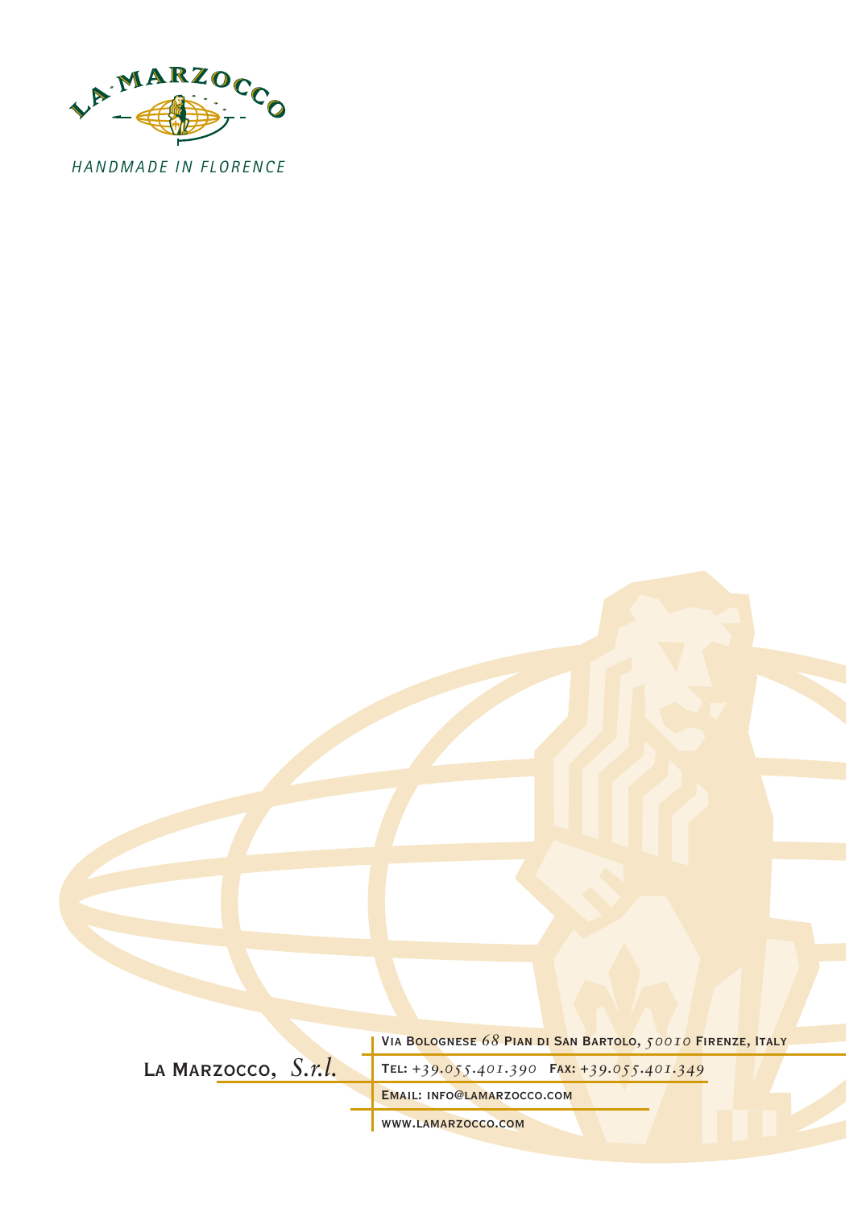LA MARZOCCO

HANDMADE IN FLORENCE

LA MARZOCCO, *S.r.l.*

VIA BOLOGNESE 68 PIAN DI SAN BARTOLO, 50010 FIRENZE, ITALY

TEL: +39.055.401.390 FAX: +39.055.401.349

EMAIL: INFO@LAMARZOCCO.COM

WWW.LAMARZOCCO.COM